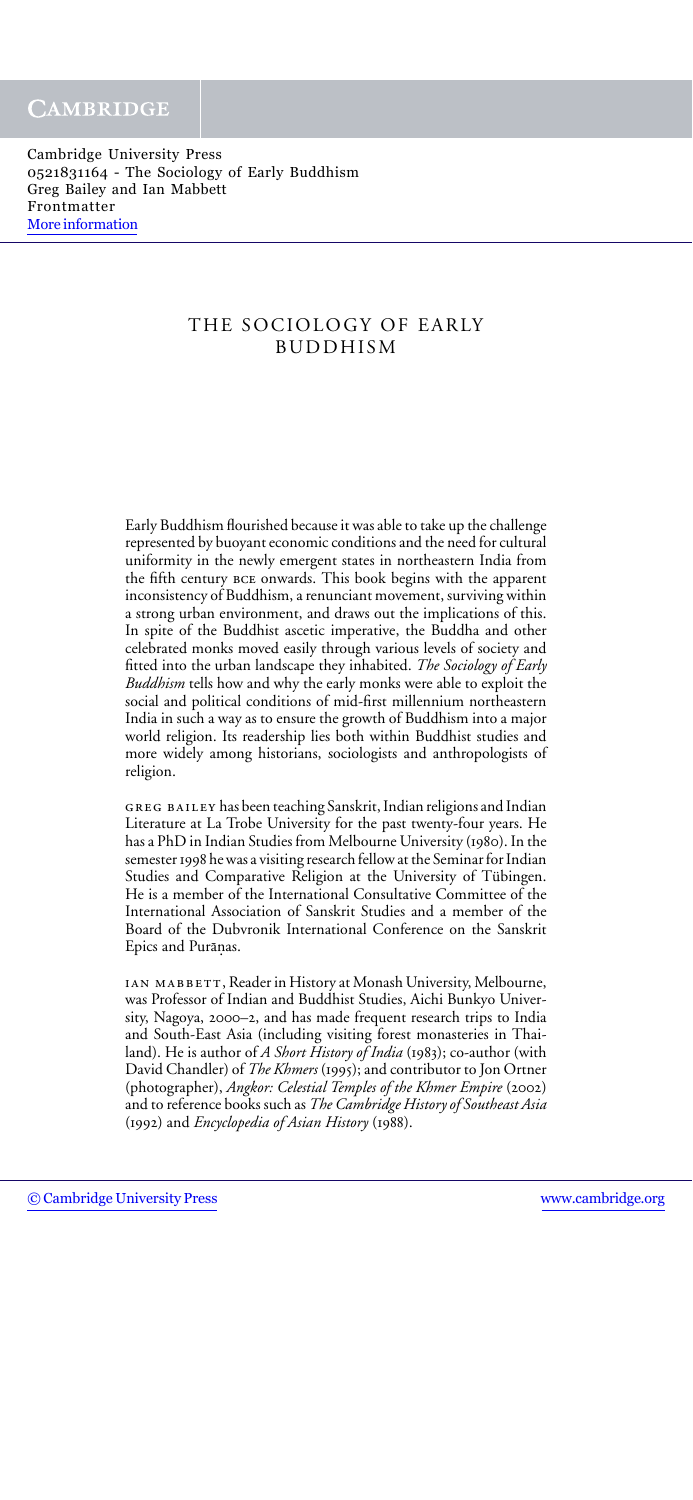Cambridge University Press
0521831164 - The Sociology of Early Buddhism
Greg Bailey and Ian Mabbett
Frontmatter
More information

# THE SOCIOLOGY OF EARLY BUDDHISM

Early Buddhism flourished because it was able to take up the challenge represented by buoyant economic conditions and the need for cultural uniformity in the newly emergent states in northeastern India from the fifth century BCE onwards. This book begins with the apparent inconsistency of Buddhism, a renunciant movement, surviving within a strong urban environment, and draws out the implications of this. In spite of the Buddhist ascetic imperative, the Buddha and other celebrated monks moved easily through various levels of society and fitted into the urban landscape they inhabited. *The Sociology of Early Buddhism* tells how and why the early monks were able to exploit the social and political conditions of mid-first millennium northeastern India in such a way as to ensure the growth of Buddhism into a major world religion. Its readership lies both within Buddhist studies and more widely among historians, sociologists and anthropologists of religion.

GREG BAILEY has been teaching Sanskrit, Indian religions and Indian Literature at La Trobe University for the past twenty-four years. He has a PhD in Indian Studies from Melbourne University (1980). In the semester 1998 he was a visiting research fellow at the Seminar for Indian Studies and Comparative Religion at the University of Tübingen. He is a member of the International Consultative Committee of the International Association of Sanskrit Studies and a member of the Board of the Dubvronik International Conference on the Sanskrit Epics and Purāṇas.

IAN MABBETT, Reader in History at Monash University, Melbourne, was Professor of Indian and Buddhist Studies, Aichi Bunkyo University, Nagoya, 2000–2, and has made frequent research trips to India and South-East Asia (including visiting forest monasteries in Thailand). He is author of *A Short History of India* (1983); co-author (with David Chandler) of *The Khmers* (1995); and contributor to Jon Ortner (photographer), *Angkor: Celestial Temples of the Khmer Empire* (2002) and to reference books such as *The Cambridge History of Southeast Asia* (1992) and *Encyclopedia of Asian History* (1988).

© Cambridge University Press www.cambridge.org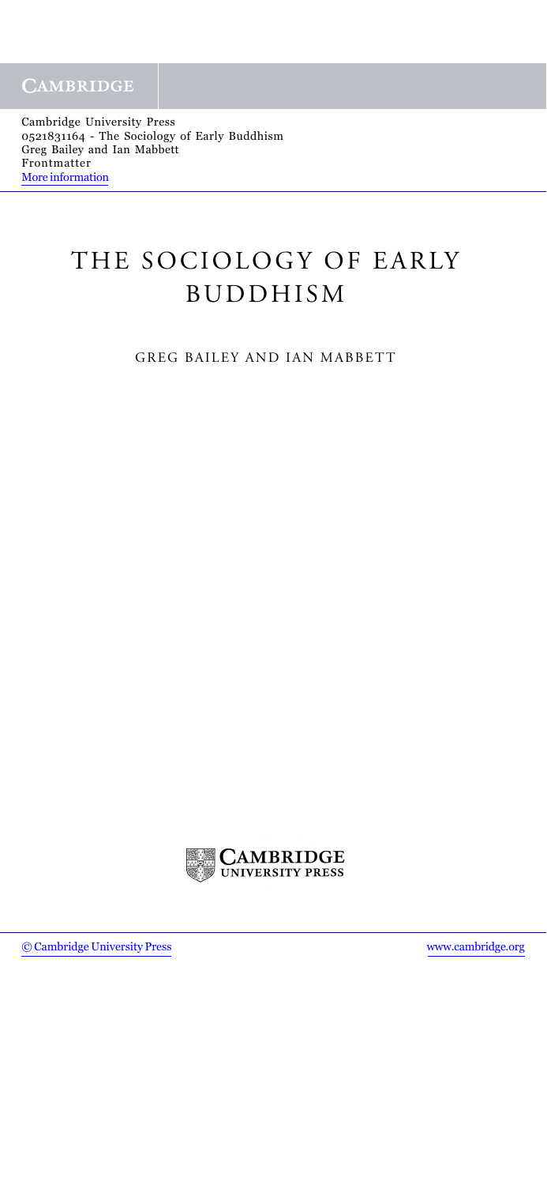# THE SOCIOLOGY OF EARLY BUDDHISM

GREG BAILEY AND IAN MABBETT

CAMBRIDGE UNIVERSITY PRESS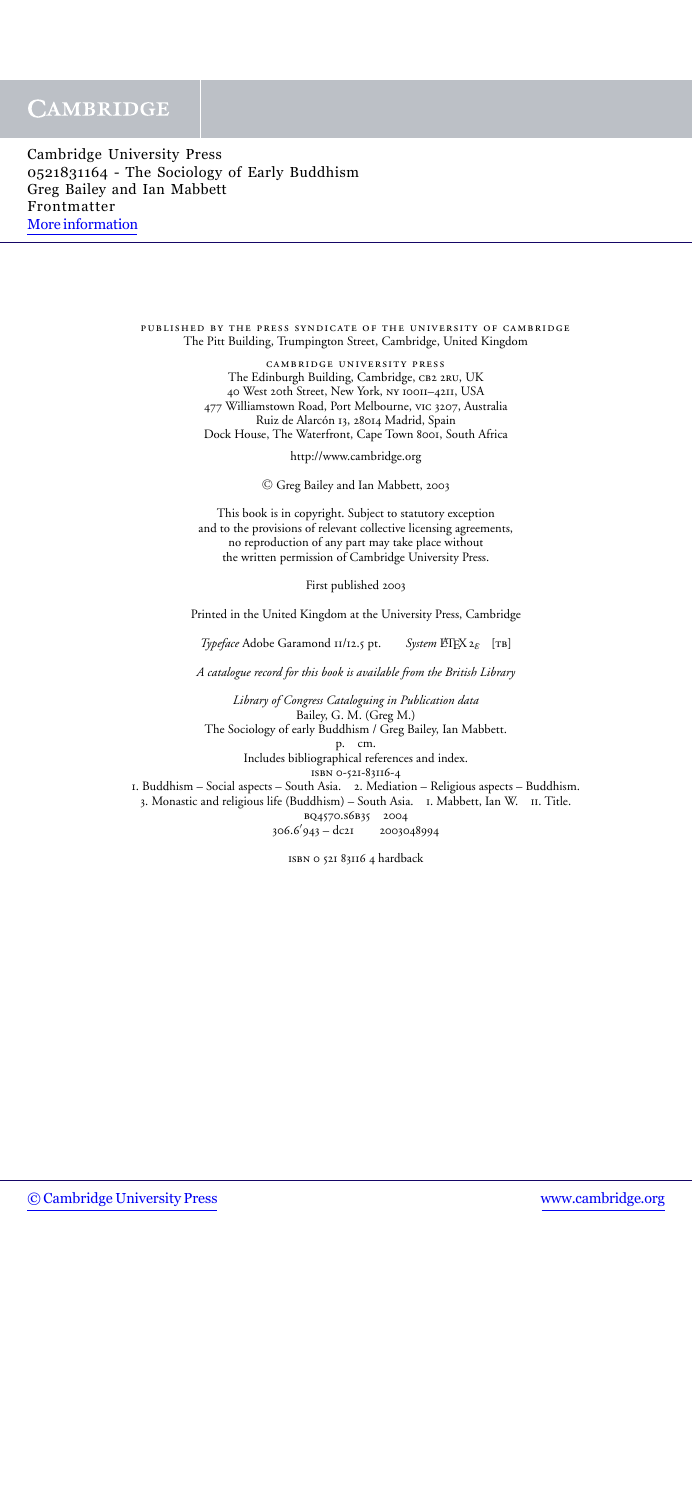published by the press syndicate of the university of cambridge
The Pitt Building, Trumpington Street, Cambridge, United Kingdom

cambridge university press
The Edinburgh Building, Cambridge, cb2 2ru, UK
40 West 20th Street, New York, ny 10011–4211, USA
477 Williamstown Road, Port Melbourne, vic 3207, Australia
Ruiz de Alarcón 13, 28014 Madrid, Spain
Dock House, The Waterfront, Cape Town 8001, South Africa

http://www.cambridge.org

© Greg Bailey and Ian Mabbett, 2003

This book is in copyright. Subject to statutory exception
and to the provisions of relevant collective licensing agreements,
no reproduction of any part may take place without
the written permission of Cambridge University Press.

First published 2003

Printed in the United Kingdom at the University Press, Cambridge

*Typeface* Adobe Garamond 11/12.5 pt. *System* LaTeX $2_\varepsilon$ [tb]

*A catalogue record for this book is available from the British Library*

*Library of Congress Cataloguing in Publication data*
Bailey, G. M. (Greg M.)
The Sociology of early Buddhism / Greg Bailey, Ian Mabbett.
p. cm.
Includes bibliographical references and index.
isbn 0-521-83116-4
1. Buddhism – Social aspects – South Asia. 2. Mediation – Religious aspects – Buddhism.
3. Monastic and religious life (Buddhism) – South Asia. i. Mabbett, Ian W. ii. Title.
bq4570.s6b35 2004
306.6′943 – dc21 2003048994

isbn 0 521 83116 4 hardback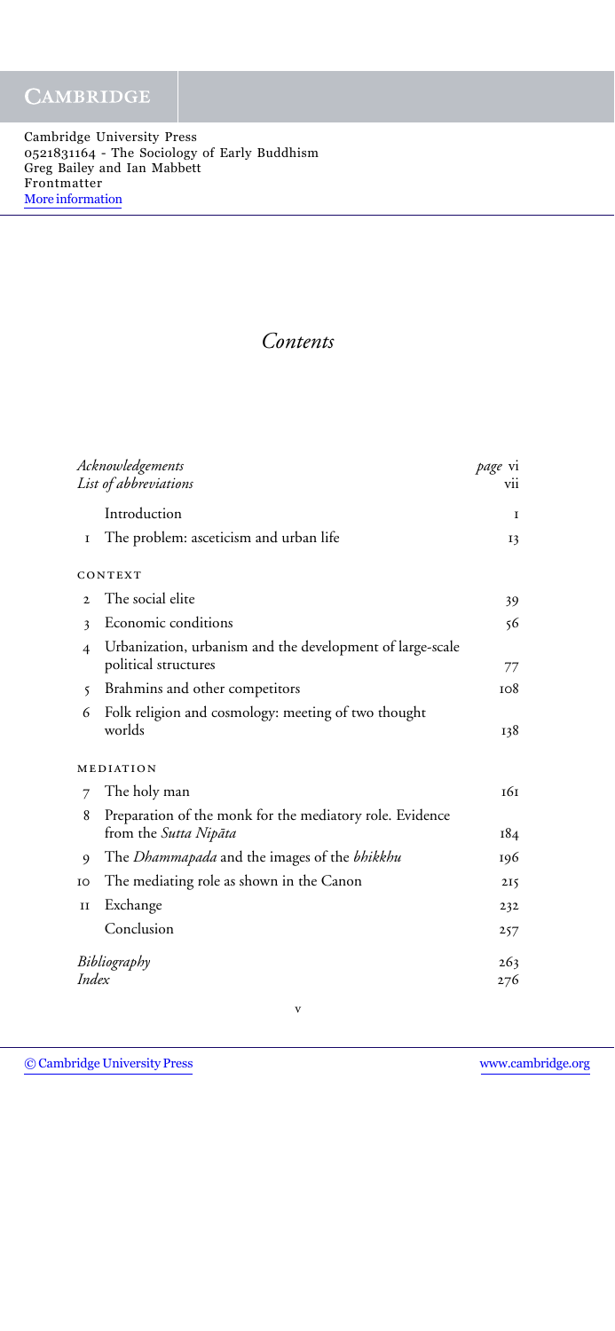# *Contents*

| | | |
|---|---|---|
| | *Acknowledgements* | *page* vi |
| | *List of abbreviations* | vii |
| | Introduction | 1 |
| 1 | The problem: asceticism and urban life | 13 |
| | CONTEXT | |
| 2 | The social elite | 39 |
| 3 | Economic conditions | 56 |
| 4 | Urbanization, urbanism and the development of large-scale political structures | 77 |
| 5 | Brahmins and other competitors | 108 |
| 6 | Folk religion and cosmology: meeting of two thought worlds | 138 |
| | MEDIATION | |
| 7 | The holy man | 161 |
| 8 | Preparation of the monk for the mediatory role. Evidence from the *Sutta Nipāta* | 184 |
| 9 | The *Dhammapada* and the images of the *bhikkhu* | 196 |
| 10 | The mediating role as shown in the Canon | 215 |
| 11 | Exchange | 232 |
| | Conclusion | 257 |
| | *Bibliography* | 263 |
| | *Index* | 276 |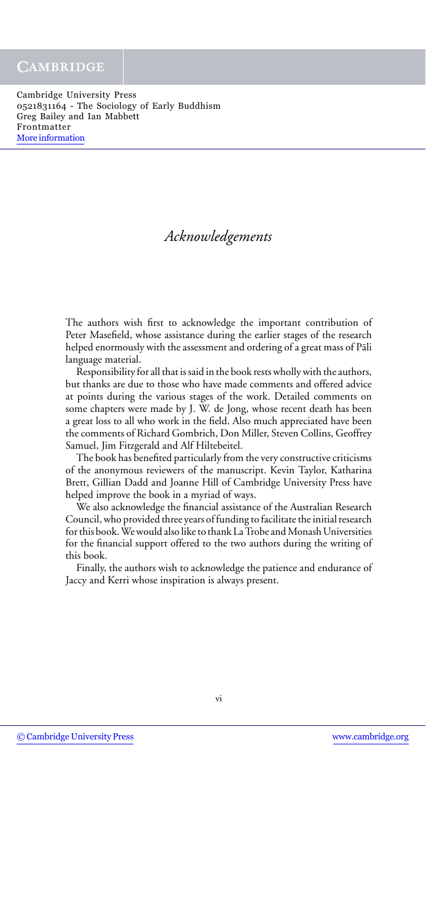# *Acknowledgements*

The authors wish first to acknowledge the important contribution of Peter Masefield, whose assistance during the earlier stages of the research helped enormously with the assessment and ordering of a great mass of Pāli language material.

Responsibility for all that is said in the book rests wholly with the authors, but thanks are due to those who have made comments and offered advice at points during the various stages of the work. Detailed comments on some chapters were made by J. W. de Jong, whose recent death has been a great loss to all who work in the field. Also much appreciated have been the comments of Richard Gombrich, Don Miller, Steven Collins, Geoffrey Samuel, Jim Fitzgerald and Alf Hiltebeitel.

The book has benefited particularly from the very constructive criticisms of the anonymous reviewers of the manuscript. Kevin Taylor, Katharina Brett, Gillian Dadd and Joanne Hill of Cambridge University Press have helped improve the book in a myriad of ways.

We also acknowledge the financial assistance of the Australian Research Council, who provided three years of funding to facilitate the initial research for this book. We would also like to thank La Trobe and Monash Universities for the financial support offered to the two authors during the writing of this book.

Finally, the authors wish to acknowledge the patience and endurance of Jaccy and Kerri whose inspiration is always present.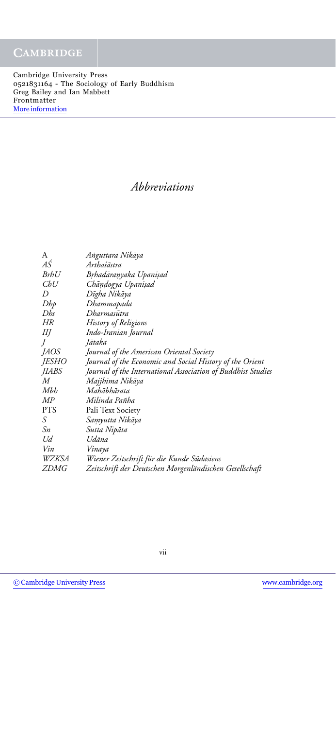# *Abbreviations*

| | |
|---|---|
| A | *Aṅguttara Nikāya* |
| *AŚ* | *Arthaśāstra* |
| *BṛhU* | *Bṛhadāraṇyaka Upaniṣad* |
| *ChU* | *Chāṇḍogya Upaniṣad* |
| *D* | *Dīgha Nikāya* |
| *Dhp* | *Dhammapada* |
| *Dhs* | *Dharmasūtra* |
| *HR* | *History of Religions* |
| *IIJ* | *Indo-Iranian Journal* |
| *J* | *Jātaka* |
| *JAOS* | *Journal of the American Oriental Society* |
| *JESHO* | *Journal of the Economic and Social History of the Orient* |
| *JIABS* | *Journal of the International Association of Buddhist Studies* |
| *M* | *Majjhima Nikāya* |
| *Mbh* | *Mahābhārata* |
| *MP* | *Milinda Pañha* |
| PTS | Pali Text Society |
| *S* | *Saṃyutta Nikāya* |
| *Sn* | *Sutta Nipāta* |
| *Ud* | *Udāna* |
| *Vin* | *Vinaya* |
| *WZKSA* | *Wiener Zeitschrift für die Kunde Südasiens* |
| *ZDMG* | *Zeitschrift der Deutschen Morgenländischen Gesellschaft* |